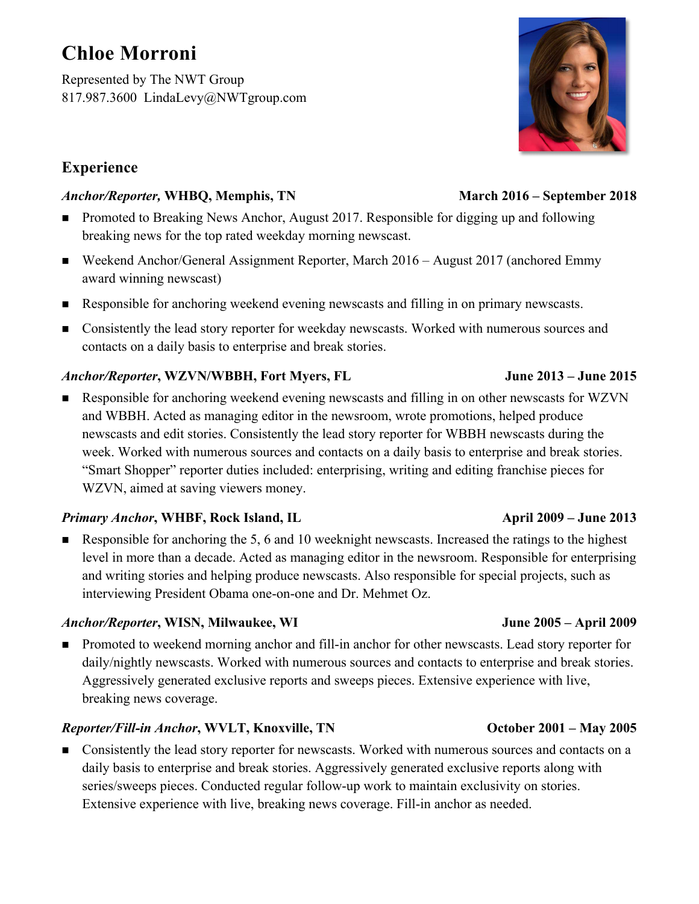# Chloe Morroni

Represented by The NWT Group
817.987.3600 LindaLevy@NWTgroup.com

## Experience

***Anchor/Reporter,* WHBQ, Memphis, TN** **March 2016 – September 2018**

- Promoted to Breaking News Anchor, August 2017. Responsible for digging up and following breaking news for the top rated weekday morning newscast.
- Weekend Anchor/General Assignment Reporter, March 2016 – August 2017 (anchored Emmy award winning newscast)
- Responsible for anchoring weekend evening newscasts and filling in on primary newscasts.
- Consistently the lead story reporter for weekday newscasts. Worked with numerous sources and contacts on a daily basis to enterprise and break stories.

***Anchor/Reporter*, WZVN/WBBH, Fort Myers, FL** **June 2013 – June 2015**

- Responsible for anchoring weekend evening newscasts and filling in on other newscasts for WZVN and WBBH. Acted as managing editor in the newsroom, wrote promotions, helped produce newscasts and edit stories. Consistently the lead story reporter for WBBH newscasts during the week. Worked with numerous sources and contacts on a daily basis to enterprise and break stories. "Smart Shopper" reporter duties included: enterprising, writing and editing franchise pieces for WZVN, aimed at saving viewers money.

***Primary Anchor*, WHBF, Rock Island, IL** **April 2009 – June 2013**

- Responsible for anchoring the 5, 6 and 10 weeknight newscasts. Increased the ratings to the highest level in more than a decade. Acted as managing editor in the newsroom. Responsible for enterprising and writing stories and helping produce newscasts. Also responsible for special projects, such as interviewing President Obama one-on-one and Dr. Mehmet Oz.

***Anchor/Reporter*, WISN, Milwaukee, WI** **June 2005 – April 2009**

- Promoted to weekend morning anchor and fill-in anchor for other newscasts. Lead story reporter for daily/nightly newscasts. Worked with numerous sources and contacts to enterprise and break stories. Aggressively generated exclusive reports and sweeps pieces. Extensive experience with live, breaking news coverage.

***Reporter/Fill-in Anchor*, WVLT, Knoxville, TN** **October 2001 – May 2005**

- Consistently the lead story reporter for newscasts. Worked with numerous sources and contacts on a daily basis to enterprise and break stories. Aggressively generated exclusive reports along with series/sweeps pieces. Conducted regular follow-up work to maintain exclusivity on stories. Extensive experience with live, breaking news coverage. Fill-in anchor as needed.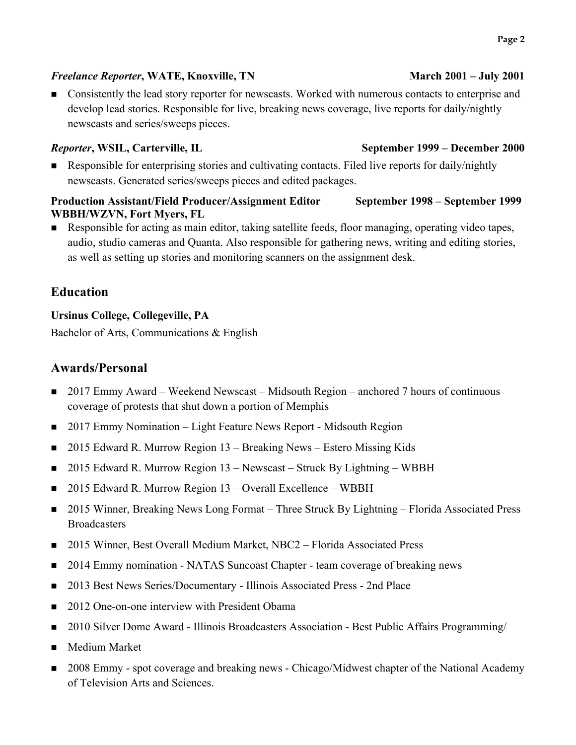***Freelance Reporter*, WATE, Knoxville, TN** **March 2001 – July 2001**

- Consistently the lead story reporter for newscasts. Worked with numerous contacts to enterprise and develop lead stories. Responsible for live, breaking news coverage, live reports for daily/nightly newscasts and series/sweeps pieces.

***Reporter*, WSIL, Carterville, IL** **September 1999 – December 2000**

- Responsible for enterprising stories and cultivating contacts. Filed live reports for daily/nightly newscasts. Generated series/sweeps pieces and edited packages.

**Production Assistant/Field Producer/Assignment Editor** **September 1998 – September 1999**
**WBBH/WZVN, Fort Myers, FL**

- Responsible for acting as main editor, taking satellite feeds, floor managing, operating video tapes, audio, studio cameras and Quanta. Also responsible for gathering news, writing and editing stories, as well as setting up stories and monitoring scanners on the assignment desk.

## Education

**Ursinus College, Collegeville, PA**

Bachelor of Arts, Communications & English

## Awards/Personal

- 2017 Emmy Award – Weekend Newscast – Midsouth Region – anchored 7 hours of continuous coverage of protests that shut down a portion of Memphis
- 2017 Emmy Nomination – Light Feature News Report - Midsouth Region
- 2015 Edward R. Murrow Region 13 – Breaking News – Estero Missing Kids
- 2015 Edward R. Murrow Region 13 – Newscast – Struck By Lightning – WBBH
- 2015 Edward R. Murrow Region 13 – Overall Excellence – WBBH
- 2015 Winner, Breaking News Long Format – Three Struck By Lightning – Florida Associated Press Broadcasters
- 2015 Winner, Best Overall Medium Market, NBC2 – Florida Associated Press
- 2014 Emmy nomination - NATAS Suncoast Chapter - team coverage of breaking news
- 2013 Best News Series/Documentary - Illinois Associated Press - 2nd Place
- 2012 One-on-one interview with President Obama
- 2010 Silver Dome Award - Illinois Broadcasters Association - Best Public Affairs Programming/
- Medium Market
- 2008 Emmy - spot coverage and breaking news - Chicago/Midwest chapter of the National Academy of Television Arts and Sciences.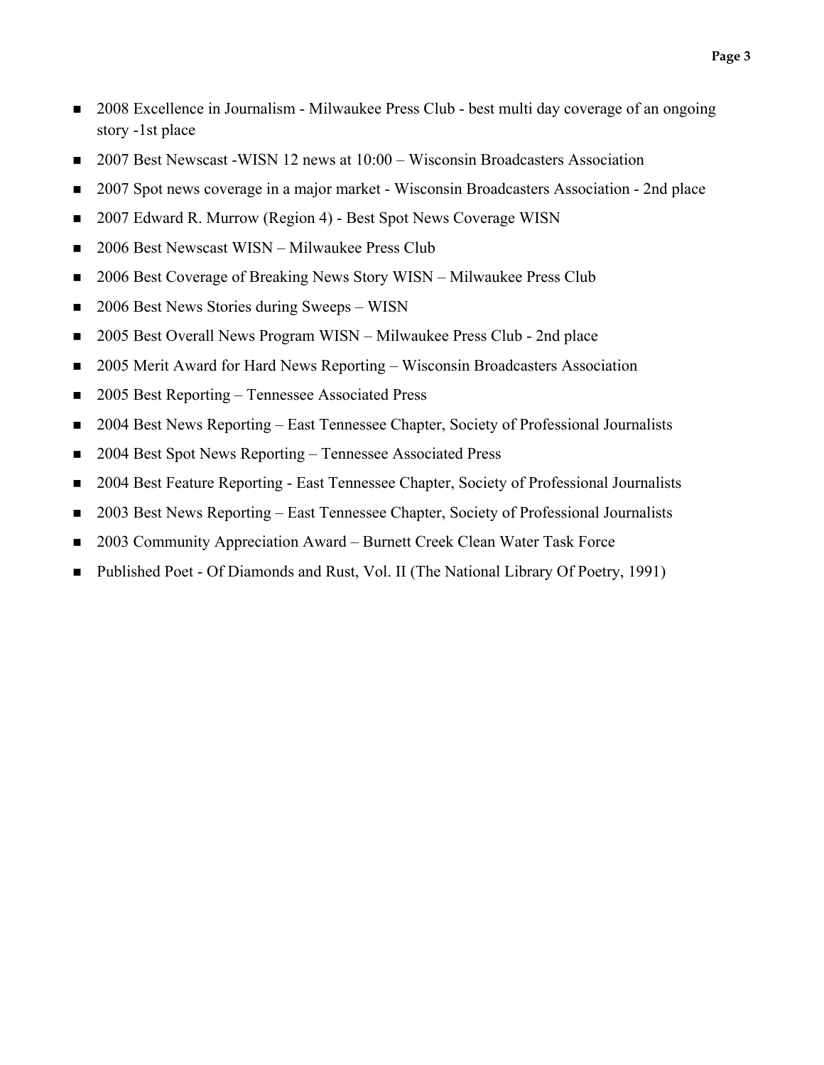- 2008 Excellence in Journalism - Milwaukee Press Club - best multi day coverage of an ongoing story -1st place
- 2007 Best Newscast -WISN 12 news at 10:00 – Wisconsin Broadcasters Association
- 2007 Spot news coverage in a major market - Wisconsin Broadcasters Association - 2nd place
- 2007 Edward R. Murrow (Region 4) - Best Spot News Coverage WISN
- 2006 Best Newscast WISN – Milwaukee Press Club
- 2006 Best Coverage of Breaking News Story WISN – Milwaukee Press Club
- 2006 Best News Stories during Sweeps – WISN
- 2005 Best Overall News Program WISN – Milwaukee Press Club - 2nd place
- 2005 Merit Award for Hard News Reporting – Wisconsin Broadcasters Association
- 2005 Best Reporting – Tennessee Associated Press
- 2004 Best News Reporting – East Tennessee Chapter, Society of Professional Journalists
- 2004 Best Spot News Reporting – Tennessee Associated Press
- 2004 Best Feature Reporting - East Tennessee Chapter, Society of Professional Journalists
- 2003 Best News Reporting – East Tennessee Chapter, Society of Professional Journalists
- 2003 Community Appreciation Award – Burnett Creek Clean Water Task Force
- Published Poet - Of Diamonds and Rust, Vol. II (The National Library Of Poetry, 1991)